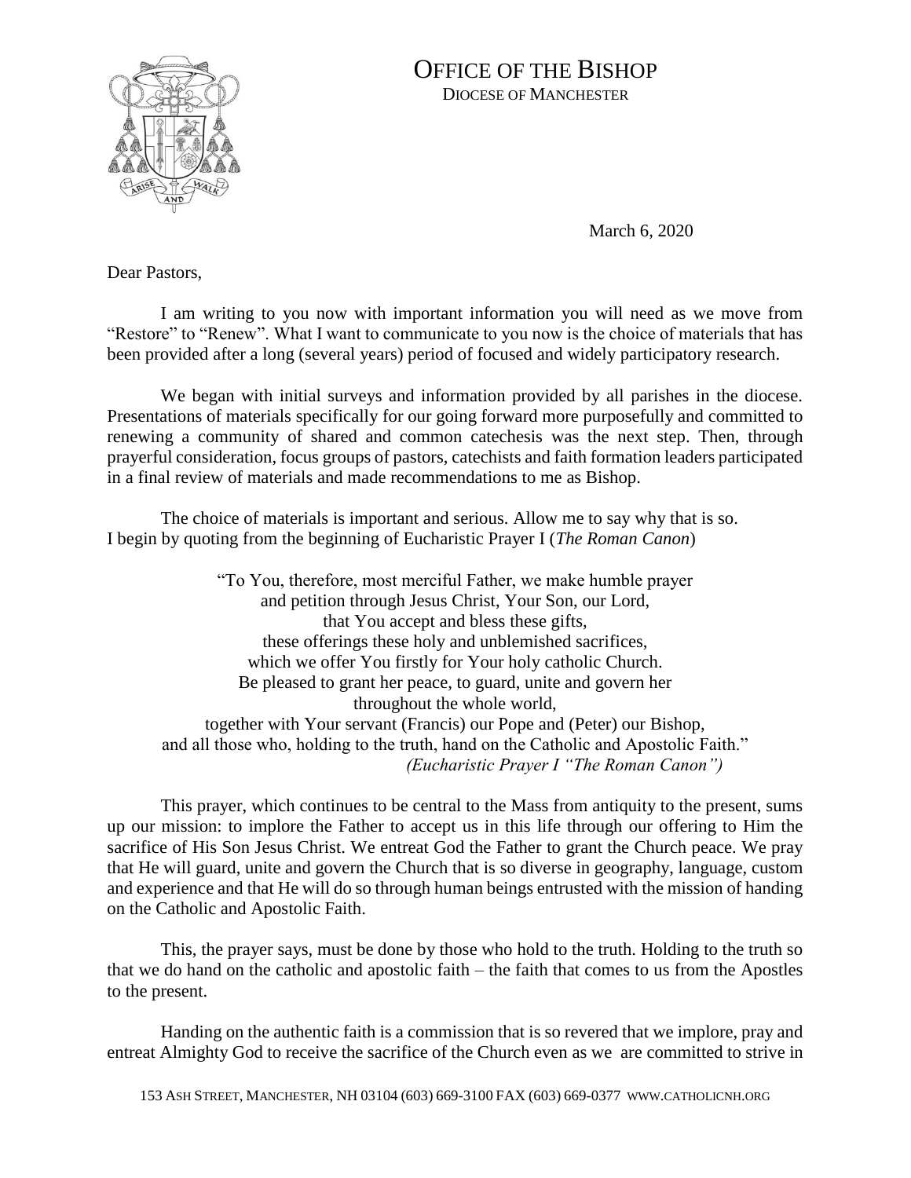# OFFICE OF THE BISHOP

DIOCESE OF MANCHESTER

March 6, 2020

Dear Pastors,

I am writing to you now with important information you will need as we move from "Restore" to "Renew". What I want to communicate to you now is the choice of materials that has been provided after a long (several years) period of focused and widely participatory research.

We began with initial surveys and information provided by all parishes in the diocese. Presentations of materials specifically for our going forward more purposefully and committed to renewing a community of shared and common catechesis was the next step. Then, through prayerful consideration, focus groups of pastors, catechists and faith formation leaders participated in a final review of materials and made recommendations to me as Bishop.

The choice of materials is important and serious. Allow me to say why that is so.
I begin by quoting from the beginning of Eucharistic Prayer I (*The Roman Canon*)

> "To You, therefore, most merciful Father, we make humble prayer
> and petition through Jesus Christ, Your Son, our Lord,
> that You accept and bless these gifts,
> these offerings these holy and unblemished sacrifices,
> which we offer You firstly for Your holy catholic Church.
> Be pleased to grant her peace, to guard, unite and govern her
> throughout the whole world,
> together with Your servant (Francis) our Pope and (Peter) our Bishop,
> and all those who, holding to the truth, hand on the Catholic and Apostolic Faith."
> *(Eucharistic Prayer I "The Roman Canon")*

This prayer, which continues to be central to the Mass from antiquity to the present, sums up our mission: to implore the Father to accept us in this life through our offering to Him the sacrifice of His Son Jesus Christ. We entreat God the Father to grant the Church peace. We pray that He will guard, unite and govern the Church that is so diverse in geography, language, custom and experience and that He will do so through human beings entrusted with the mission of handing on the Catholic and Apostolic Faith.

This, the prayer says, must be done by those who hold to the truth. Holding to the truth so that we do hand on the catholic and apostolic faith – the faith that comes to us from the Apostles to the present.

Handing on the authentic faith is a commission that is so revered that we implore, pray and entreat Almighty God to receive the sacrifice of the Church even as we are committed to strive in

153 ASH STREET, MANCHESTER, NH 03104 (603) 669-3100 FAX (603) 669-0377 WWW.CATHOLICNH.ORG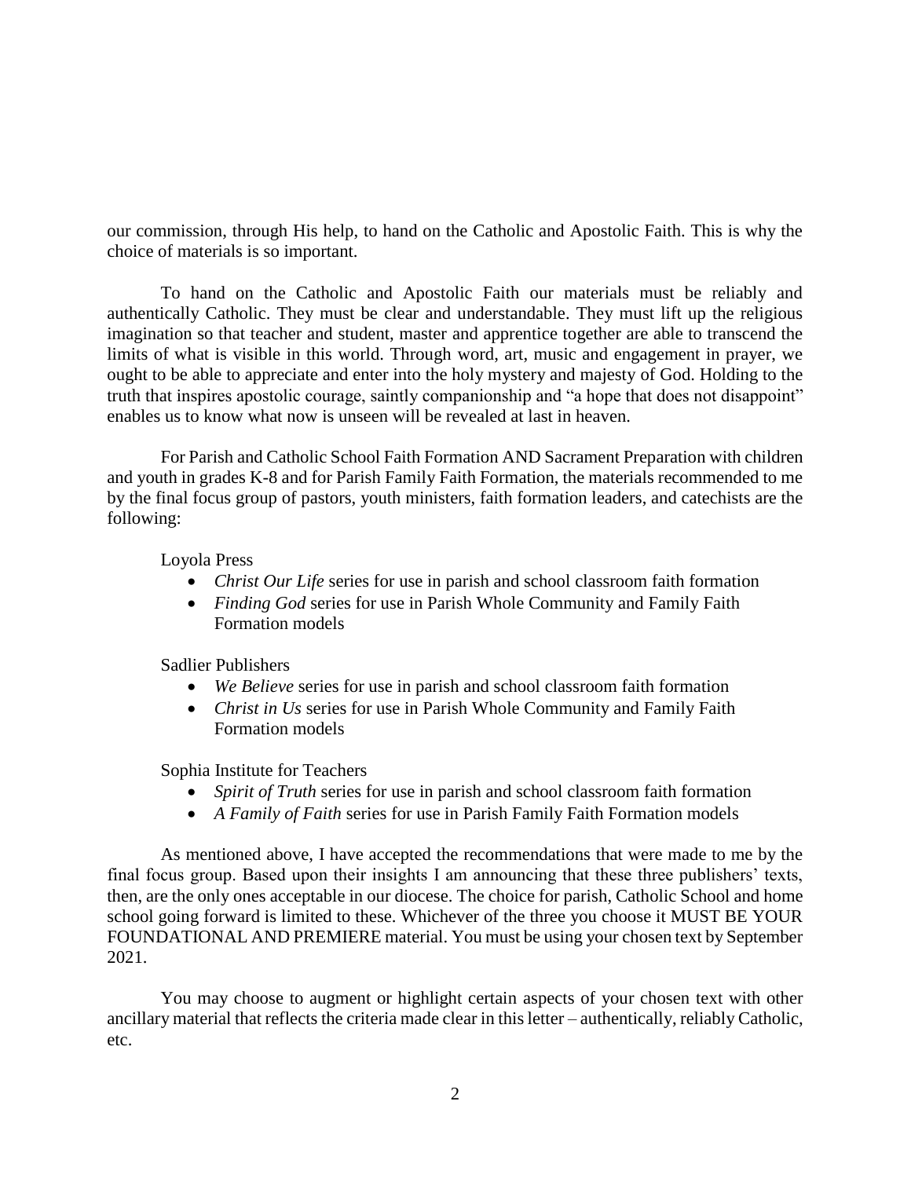our commission, through His help, to hand on the Catholic and Apostolic Faith. This is why the choice of materials is so important.

To hand on the Catholic and Apostolic Faith our materials must be reliably and authentically Catholic. They must be clear and understandable. They must lift up the religious imagination so that teacher and student, master and apprentice together are able to transcend the limits of what is visible in this world. Through word, art, music and engagement in prayer, we ought to be able to appreciate and enter into the holy mystery and majesty of God. Holding to the truth that inspires apostolic courage, saintly companionship and "a hope that does not disappoint" enables us to know what now is unseen will be revealed at last in heaven.

For Parish and Catholic School Faith Formation AND Sacrament Preparation with children and youth in grades K-8 and for Parish Family Faith Formation, the materials recommended to me by the final focus group of pastors, youth ministers, faith formation leaders, and catechists are the following:

Loyola Press

- *Christ Our Life* series for use in parish and school classroom faith formation
- *Finding God* series for use in Parish Whole Community and Family Faith Formation models

Sadlier Publishers

- *We Believe* series for use in parish and school classroom faith formation
- *Christ in Us* series for use in Parish Whole Community and Family Faith Formation models

Sophia Institute for Teachers

- *Spirit of Truth* series for use in parish and school classroom faith formation
- *A Family of Faith* series for use in Parish Family Faith Formation models

As mentioned above, I have accepted the recommendations that were made to me by the final focus group. Based upon their insights I am announcing that these three publishers' texts, then, are the only ones acceptable in our diocese. The choice for parish, Catholic School and home school going forward is limited to these. Whichever of the three you choose it MUST BE YOUR FOUNDATIONAL AND PREMIERE material. You must be using your chosen text by September 2021.

You may choose to augment or highlight certain aspects of your chosen text with other ancillary material that reflects the criteria made clear in this letter – authentically, reliably Catholic, etc.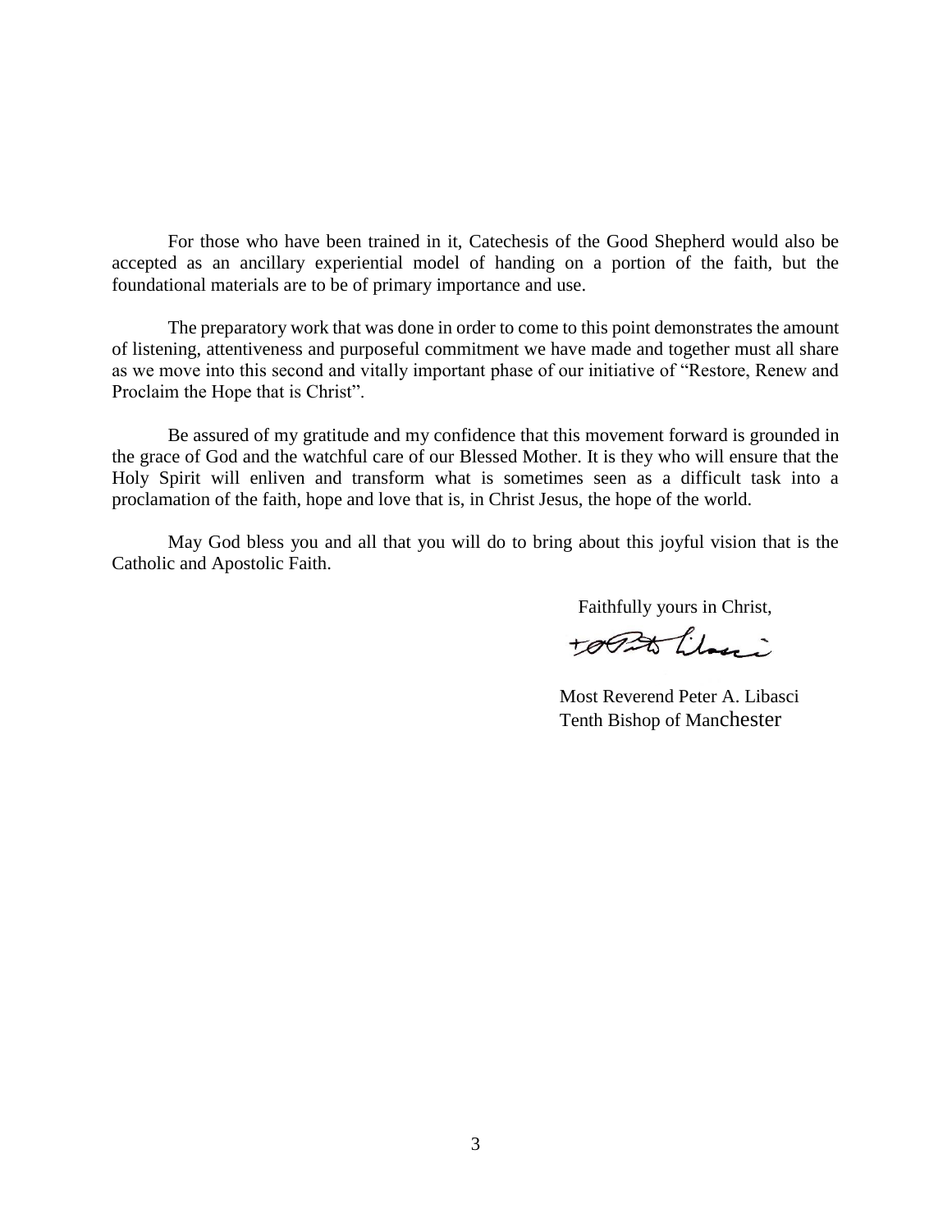For those who have been trained in it, Catechesis of the Good Shepherd would also be accepted as an ancillary experiential model of handing on a portion of the faith, but the foundational materials are to be of primary importance and use.

The preparatory work that was done in order to come to this point demonstrates the amount of listening, attentiveness and purposeful commitment we have made and together must all share as we move into this second and vitally important phase of our initiative of "Restore, Renew and Proclaim the Hope that is Christ".

Be assured of my gratitude and my confidence that this movement forward is grounded in the grace of God and the watchful care of our Blessed Mother. It is they who will ensure that the Holy Spirit will enliven and transform what is sometimes seen as a difficult task into a proclamation of the faith, hope and love that is, in Christ Jesus, the hope of the world.

May God bless you and all that you will do to bring about this joyful vision that is the Catholic and Apostolic Faith.

Faithfully yours in Christ,

Most Reverend Peter A. Libasci
Tenth Bishop of Manchester